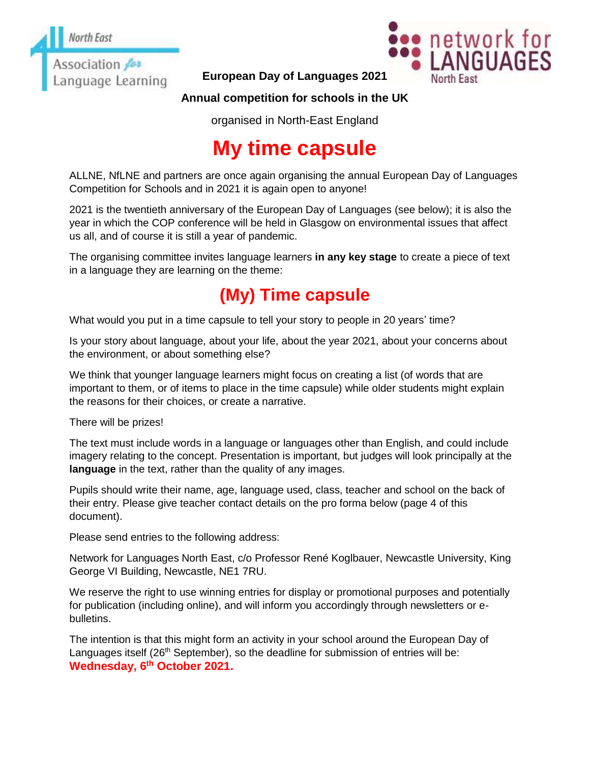North East Association for Language Learning

network for LANGUAGES North East

**European Day of Languages 2021**

**Annual competition for schools in the UK**

organised in North-East England

# My time capsule

ALLNE, NfLNE and partners are once again organising the annual European Day of Languages Competition for Schools and in 2021 it is again open to anyone!

2021 is the twentieth anniversary of the European Day of Languages (see below); it is also the year in which the COP conference will be held in Glasgow on environmental issues that affect us all, and of course it is still a year of pandemic.

The organising committee invites language learners **in any key stage** to create a piece of text in a language they are learning on the theme:

## (My) Time capsule

What would you put in a time capsule to tell your story to people in 20 years' time?

Is your story about language, about your life, about the year 2021, about your concerns about the environment, or about something else?

We think that younger language learners might focus on creating a list (of words that are important to them, or of items to place in the time capsule) while older students might explain the reasons for their choices, or create a narrative.

There will be prizes!

The text must include words in a language or languages other than English, and could include imagery relating to the concept. Presentation is important, but judges will look principally at the **language** in the text, rather than the quality of any images.

Pupils should write their name, age, language used, class, teacher and school on the back of their entry. Please give teacher contact details on the pro forma below (page 4 of this document).

Please send entries to the following address:

Network for Languages North East, c/o Professor René Koglbauer, Newcastle University, King George VI Building, Newcastle, NE1 7RU.

We reserve the right to use winning entries for display or promotional purposes and potentially for publication (including online), and will inform you accordingly through newsletters or e-bulletins.

The intention is that this might form an activity in your school around the European Day of Languages itself (26th September), so the deadline for submission of entries will be: **Wednesday, 6th October 2021.**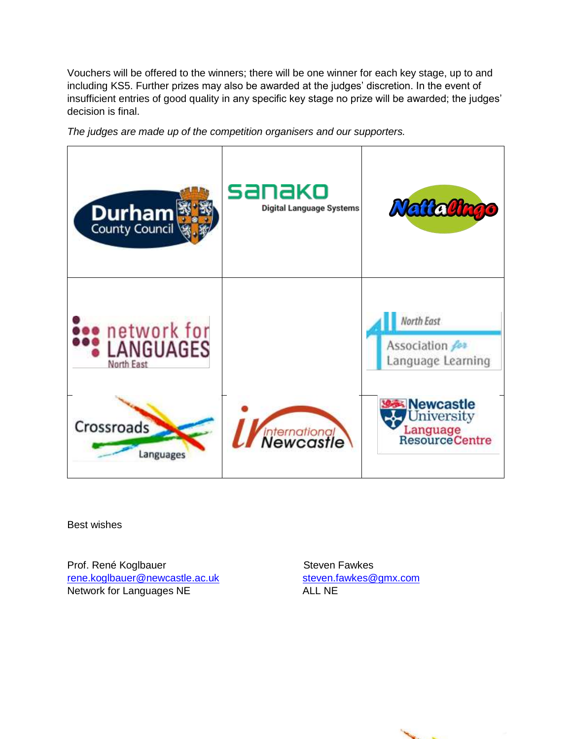Vouchers will be offered to the winners; there will be one winner for each key stage, up to and including KS5. Further prizes may also be awarded at the judges' discretion. In the event of insufficient entries of good quality in any specific key stage no prize will be awarded; the judges' decision is final.

*The judges are made up of the competition organisers and our supporters.*

| | | |
|---|---|---|
| Durham County Council | sanako Digital Language Systems | Nattalingo |
| network for LANGUAGES North East | | North East Association for Language Learning |
| Crossroads Languages | international Newcastle | Newcastle University Language Resource Centre |

Best wishes

Prof. René Koglbauer
rene.koglbauer@newcastle.ac.uk
Network for Languages NE

Steven Fawkes
steven.fawkes@gmx.com
ALL NE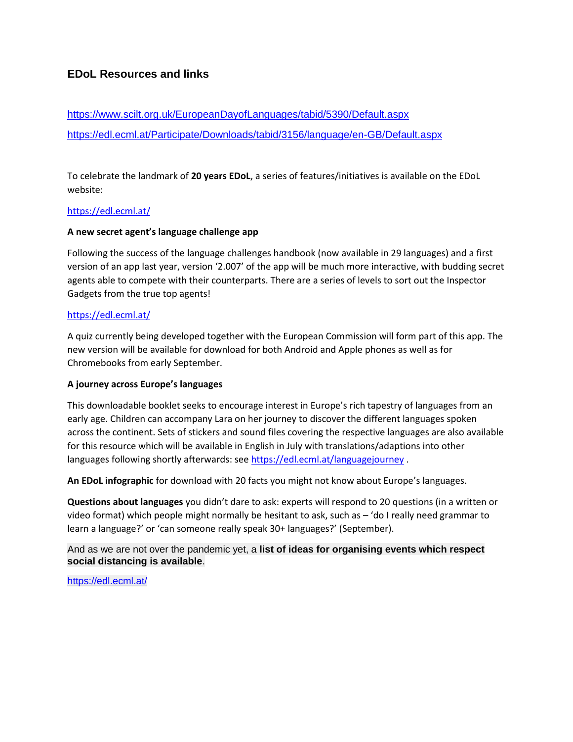## EDoL Resources and links

https://www.scilt.org.uk/EuropeanDayofLanguages/tabid/5390/Default.aspx

https://edl.ecml.at/Participate/Downloads/tabid/3156/language/en-GB/Default.aspx

To celebrate the landmark of **20 years EDoL**, a series of features/initiatives is available on the EDoL website:

https://edl.ecml.at/

**A new secret agent's language challenge app**

Following the success of the language challenges handbook (now available in 29 languages) and a first version of an app last year, version '2.007' of the app will be much more interactive, with budding secret agents able to compete with their counterparts. There are a series of levels to sort out the Inspector Gadgets from the true top agents!

https://edl.ecml.at/

A quiz currently being developed together with the European Commission will form part of this app. The new version will be available for download for both Android and Apple phones as well as for Chromebooks from early September.

**A journey across Europe's languages**

This downloadable booklet seeks to encourage interest in Europe's rich tapestry of languages from an early age. Children can accompany Lara on her journey to discover the different languages spoken across the continent. Sets of stickers and sound files covering the respective languages are also available for this resource which will be available in English in July with translations/adaptions into other languages following shortly afterwards: see https://edl.ecml.at/languagejourney .

**An EDoL infographic** for download with 20 facts you might not know about Europe's languages.

**Questions about languages** you didn't dare to ask: experts will respond to 20 questions (in a written or video format) which people might normally be hesitant to ask, such as – 'do I really need grammar to learn a language?' or 'can someone really speak 30+ languages?' (September).

And as we are not over the pandemic yet, a **list of ideas for organising events which respect social distancing is available**.

https://edl.ecml.at/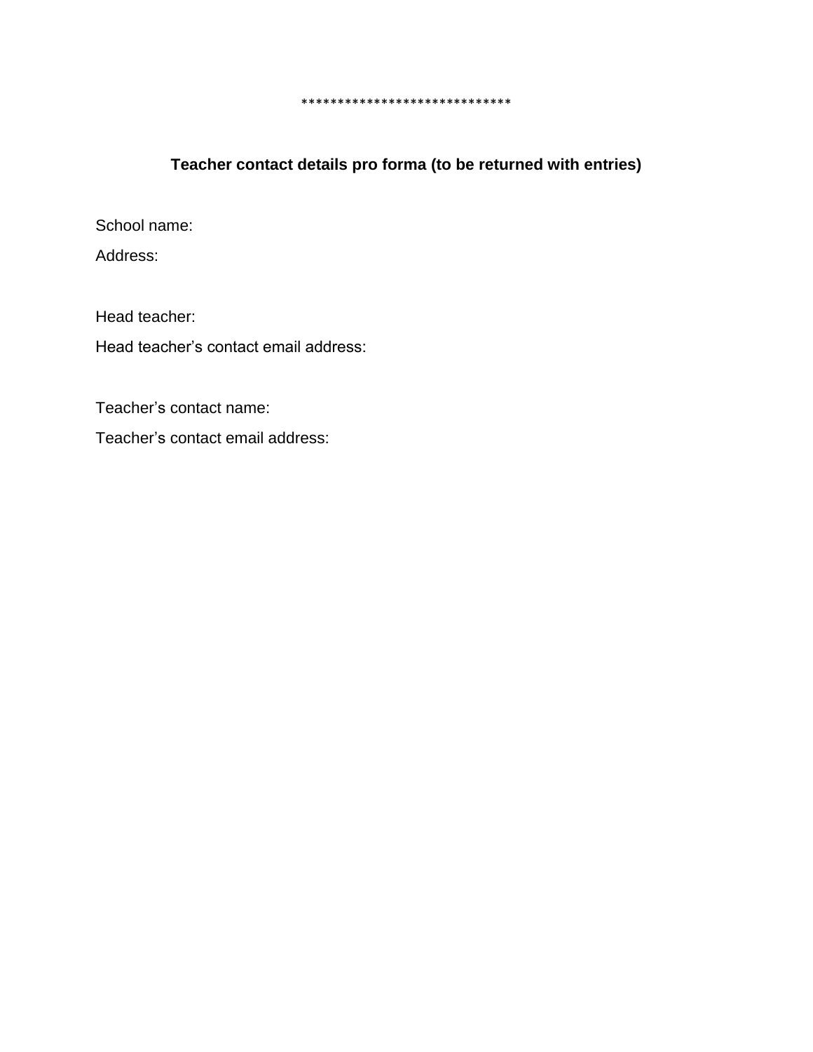*****************************

**Teacher contact details pro forma (to be returned with entries)**

School name:

Address:

Head teacher:

Head teacher’s contact email address:

Teacher’s contact name:

Teacher’s contact email address: